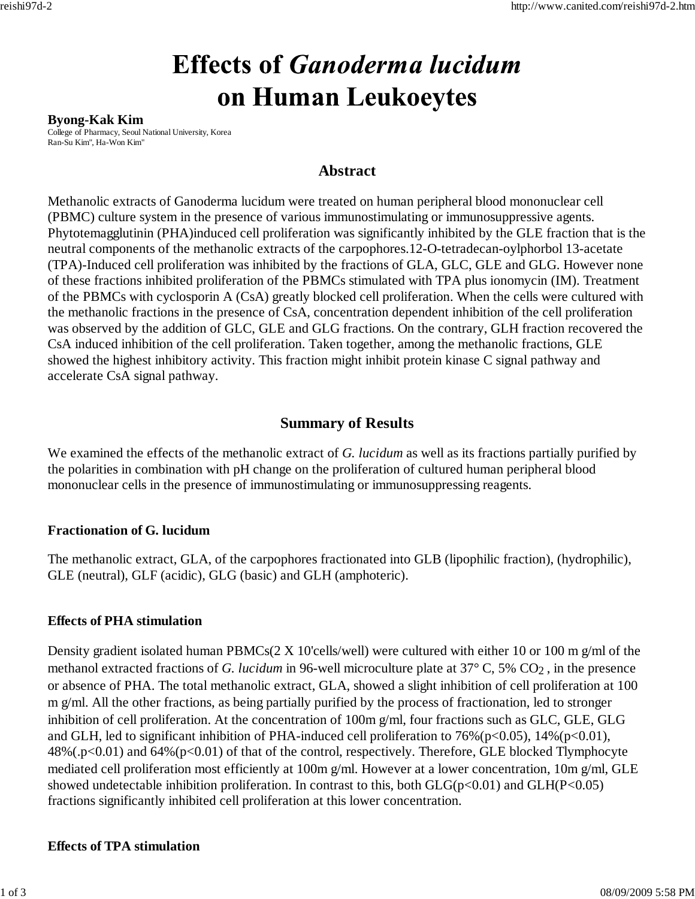# Effects of *Ganoderma lucidum* on Human Leukoeytes

**Byong-Kak Kim**
College of Pharmacy, Seoul National University, Korea
Ran-Su Kim'', Ha-Won Kim''

## Abstract

Methanolic extracts of Ganoderma lucidum were treated on human peripheral blood mononuclear cell (PBMC) culture system in the presence of various immunostimulating or immunosuppressive agents. Phytotemagglutinin (PHA)induced cell proliferation was significantly inhibited by the GLE fraction that is the neutral components of the methanolic extracts of the carpophores.12-O-tetradecan-oylphorbol 13-acetate (TPA)-Induced cell proliferation was inhibited by the fractions of GLA, GLC, GLE and GLG. However none of these fractions inhibited proliferation of the PBMCs stimulated with TPA plus ionomycin (IM). Treatment of the PBMCs with cyclosporin A (CsA) greatly blocked cell proliferation. When the cells were cultured with the methanolic fractions in the presence of CsA, concentration dependent inhibition of the cell proliferation was observed by the addition of GLC, GLE and GLG fractions. On the contrary, GLH fraction recovered the CsA induced inhibition of the cell proliferation. Taken together, among the methanolic fractions, GLE showed the highest inhibitory activity. This fraction might inhibit protein kinase C signal pathway and accelerate CsA signal pathway.

## Summary of Results

We examined the effects of the methanolic extract of *G. lucidum* as well as its fractions partially purified by the polarities in combination with pH change on the proliferation of cultured human peripheral blood mononuclear cells in the presence of immunostimulating or immunosuppressing reagents.

### Fractionation of G. lucidum

The methanolic extract, GLA, of the carpophores fractionated into GLB (lipophilic fraction), (hydrophilic), GLE (neutral), GLF (acidic), GLG (basic) and GLH (amphoteric).

### Effects of PHA stimulation

Density gradient isolated human PBMCs(2 X 10'cells/well) were cultured with either 10 or 100 m g/ml of the methanol extracted fractions of *G. lucidum* in 96-well microculture plate at 37° C, 5% $CO_2$ , in the presence or absence of PHA. The total methanolic extract, GLA, showed a slight inhibition of cell proliferation at 100 m g/ml. All the other fractions, as being partially purified by the process of fractionation, led to stronger inhibition of cell proliferation. At the concentration of 100m g/ml, four fractions such as GLC, GLE, GLG and GLH, led to significant inhibition of PHA-induced cell proliferation to 76%($p<0.05$), 14%($p<0.01$), 48%(.$p<0.01$) and 64%($p<0.01$) of that of the control, respectively. Therefore, GLE blocked Tlymphocyte mediated cell proliferation most efficiently at 100m g/ml. However at a lower concentration, 10m g/ml, GLE showed undetectable inhibition proliferation. In contrast to this, both GLG($p<0.01$) and GLH($P<0.05$) fractions significantly inhibited cell proliferation at this lower concentration.

### Effects of TPA stimulation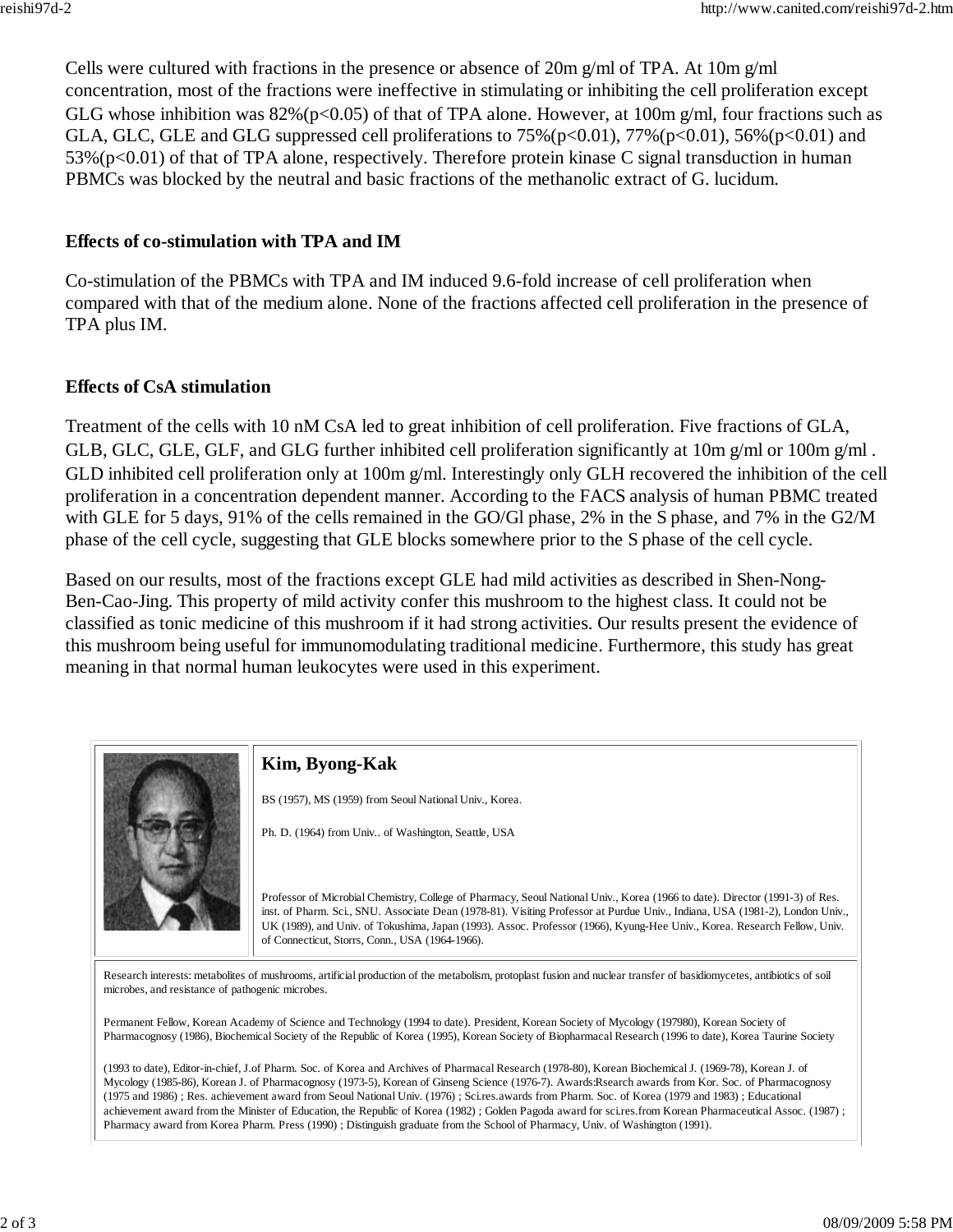Cells were cultured with fractions in the presence or absence of 20m g/ml of TPA. At 10m g/ml concentration, most of the fractions were ineffective in stimulating or inhibiting the cell proliferation except GLG whose inhibition was 82%($p<0.05$) of that of TPA alone. However, at 100m g/ml, four fractions such as GLA, GLC, GLE and GLG suppressed cell proliferations to 75%($p<0.01$), 77%($p<0.01$), 56%($p<0.01$) and 53%($p<0.01$) of that of TPA alone, respectively. Therefore protein kinase C signal transduction in human PBMCs was blocked by the neutral and basic fractions of the methanolic extract of G. lucidum.

**Effects of co-stimulation with TPA and IM**

Co-stimulation of the PBMCs with TPA and IM induced 9.6-fold increase of cell proliferation when compared with that of the medium alone. None of the fractions affected cell proliferation in the presence of TPA plus IM.

**Effects of CsA stimulation**

Treatment of the cells with 10 nM CsA led to great inhibition of cell proliferation. Five fractions of GLA, GLB, GLC, GLE, GLF, and GLG further inhibited cell proliferation significantly at 10m g/ml or 100m g/ml . GLD inhibited cell proliferation only at 100m g/ml. Interestingly only GLH recovered the inhibition of the cell proliferation in a concentration dependent manner. According to the FACS analysis of human PBMC treated with GLE for 5 days, 91% of the cells remained in the GO/Gl phase, 2% in the S phase, and 7% in the G2/M phase of the cell cycle, suggesting that GLE blocks somewhere prior to the S phase of the cell cycle.

Based on our results, most of the fractions except GLE had mild activities as described in Shen-Nong-Ben-Cao-Jing. This property of mild activity confer this mushroom to the highest class. It could not be classified as tonic medicine of this mushroom if it had strong activities. Our results present the evidence of this mushroom being useful for immunomodulating traditional medicine. Furthermore, this study has great meaning in that normal human leukocytes were used in this experiment.

**Kim, Byong-Kak**

BS (1957), MS (1959) from Seoul National Univ., Korea.

Ph. D. (1964) from Univ.. of Washington, Seattle, USA

Professor of Microbial Chemistry, College of Pharmacy, Seoul National Univ., Korea (1966 to date). Director (1991-3) of Res. inst. of Pharm. Sci., SNU. Associate Dean (1978-81). Visiting Professor at Purdue Univ., Indiana, USA (1981-2), London Univ., UK (1989), and Univ. of Tokushima, Japan (1993). Assoc. Professor (1966), Kyung-Hee Univ., Korea. Research Fellow, Univ. of Connecticut, Storrs, Conn., USA (1964-1966).

Research interests: metabolites of mushrooms, artificial production of the metabolism, protoplast fusion and nuclear transfer of basidiomycetes, antibiotics of soil microbes, and resistance of pathogenic microbes.

Permanent Fellow, Korean Academy of Science and Technology (1994 to date). President, Korean Society of Mycology (197980), Korean Society of Pharmacognosy (1986), Biochemical Society of the Republic of Korea (1995), Korean Society of Biopharmacal Research (1996 to date), Korea Taurine Society

(1993 to date), Editor-in-chief, J.of Pharm. Soc. of Korea and Archives of Pharmacal Research (1978-80), Korean Biochemical J. (1969-78), Korean J. of Mycology (1985-86), Korean J. of Pharmacognosy (1973-5), Korean of Ginseng Science (1976-7). Awards:Rsearch awards from Kor. Soc. of Pharmacognosy (1975 and 1986) ; Res. achievement award from Seoul National Univ. (1976) ; Sci.res.awards from Pharm. Soc. of Korea (1979 and 1983) ; Educational achievement award from the Minister of Education, the Republic of Korea (1982) ; Golden Pagoda award for sci.res.from Korean Pharmaceutical Assoc. (1987) ; Pharmacy award from Korea Pharm. Press (1990) ; Distinguish graduate from the School of Pharmacy, Univ. of Washington (1991).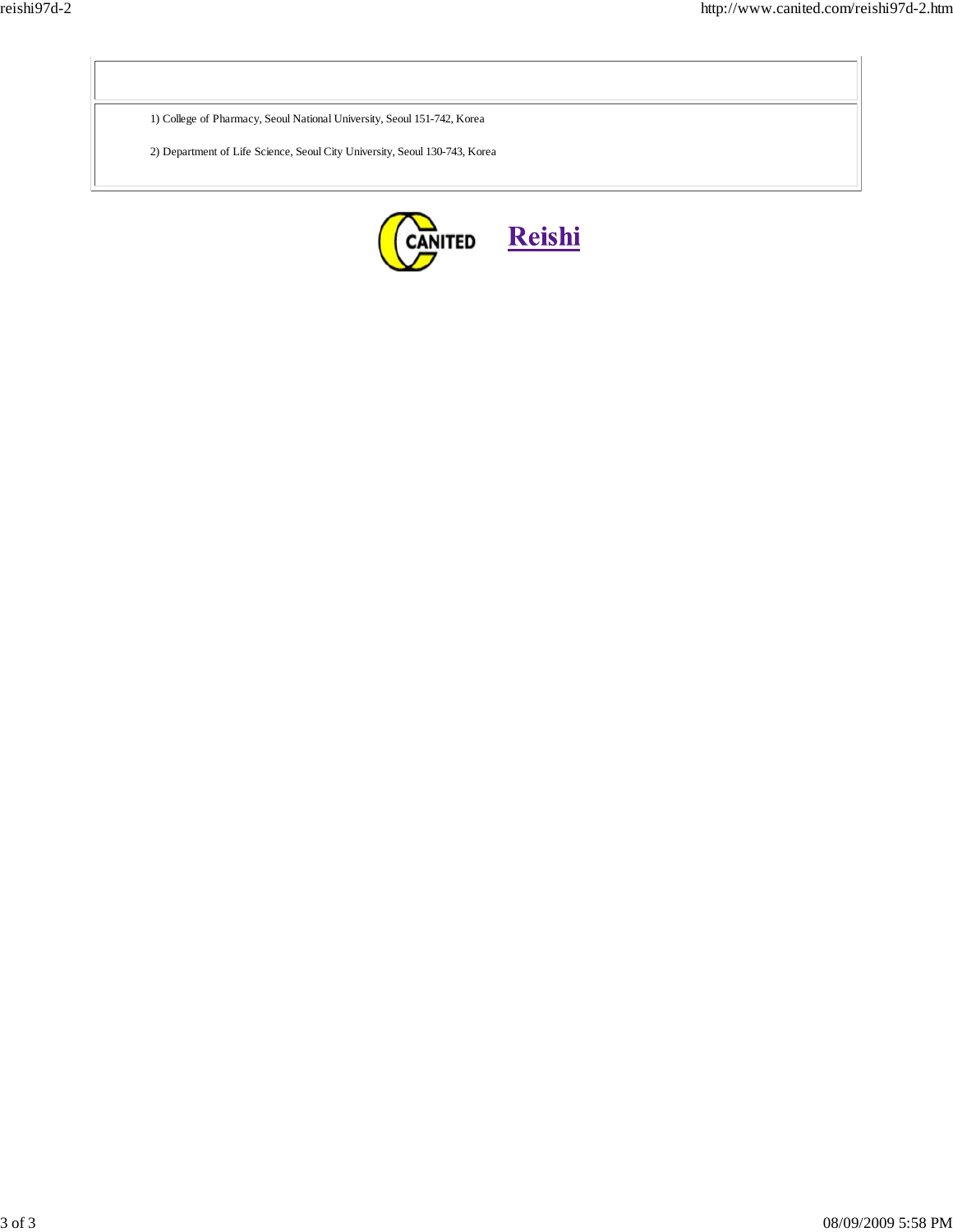1) College of Pharmacy, Seoul National University, Seoul 151-742, Korea

2) Department of Life Science, Seoul City University, Seoul 130-743, Korea

CANITED **Reishi**